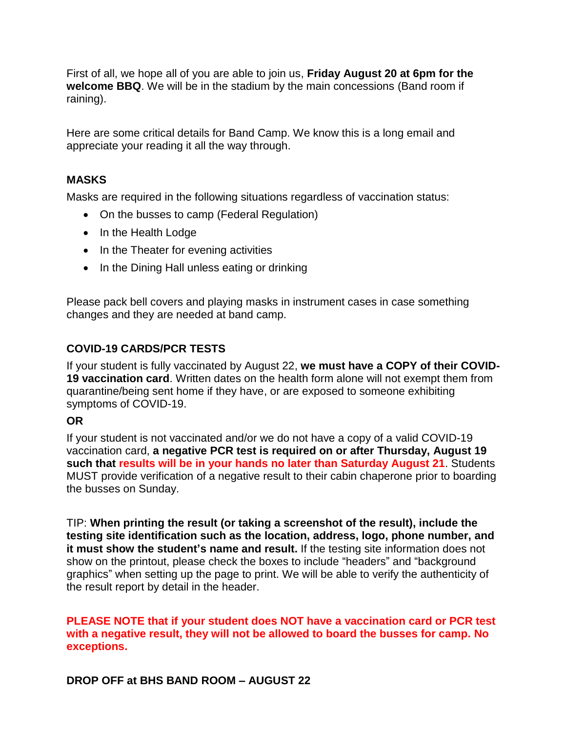First of all, we hope all of you are able to join us, **Friday August 20 at 6pm for the welcome BBQ**. We will be in the stadium by the main concessions (Band room if raining).

Here are some critical details for Band Camp. We know this is a long email and appreciate your reading it all the way through.

**MASKS**

Masks are required in the following situations regardless of vaccination status:

- On the busses to camp (Federal Regulation)
- In the Health Lodge
- In the Theater for evening activities
- In the Dining Hall unless eating or drinking

Please pack bell covers and playing masks in instrument cases in case something changes and they are needed at band camp.

**COVID-19 CARDS/PCR TESTS**

If your student is fully vaccinated by August 22, **we must have a COPY of their COVID-19 vaccination card**. Written dates on the health form alone will not exempt them from quarantine/being sent home if they have, or are exposed to someone exhibiting symptoms of COVID-19.

**OR**

If your student is not vaccinated and/or we do not have a copy of a valid COVID-19 vaccination card, **a negative PCR test is required on or after Thursday, August 19 such that results will be in your hands no later than Saturday August 21**. Students MUST provide verification of a negative result to their cabin chaperone prior to boarding the busses on Sunday.

TIP: **When printing the result (or taking a screenshot of the result), include the testing site identification such as the location, address, logo, phone number, and it must show the student's name and result.** If the testing site information does not show on the printout, please check the boxes to include "headers" and "background graphics" when setting up the page to print. We will be able to verify the authenticity of the result report by detail in the header.

**PLEASE NOTE that if your student does NOT have a vaccination card or PCR test with a negative result, they will not be allowed to board the busses for camp. No exceptions.**

**DROP OFF at BHS BAND ROOM – AUGUST 22**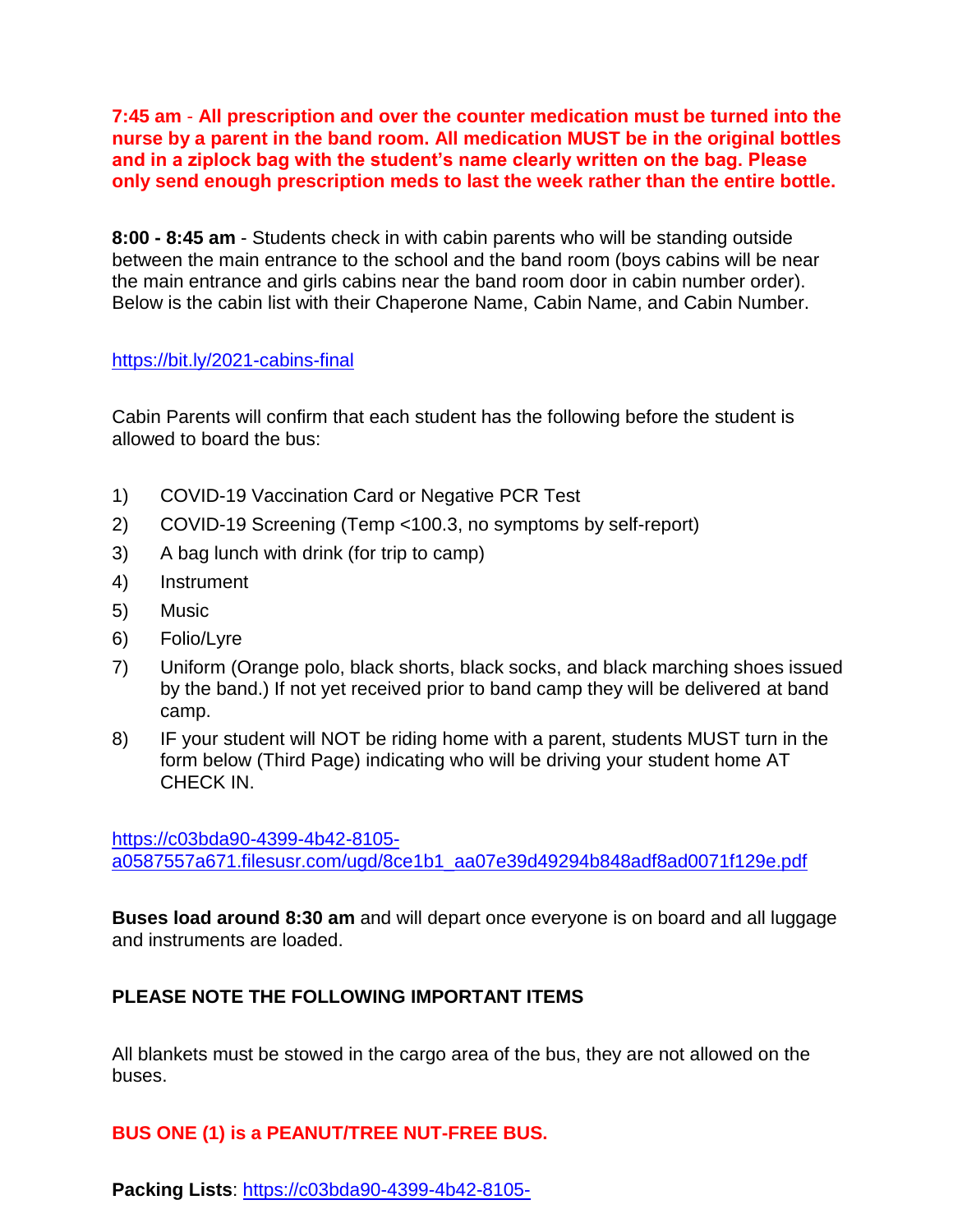**7:45 am - All prescription and over the counter medication must be turned into the nurse by a parent in the band room. All medication MUST be in the original bottles and in a ziplock bag with the student's name clearly written on the bag. Please only send enough prescription meds to last the week rather than the entire bottle.**

**8:00 - 8:45 am** - Students check in with cabin parents who will be standing outside between the main entrance to the school and the band room (boys cabins will be near the main entrance and girls cabins near the band room door in cabin number order). Below is the cabin list with their Chaperone Name, Cabin Name, and Cabin Number.

https://bit.ly/2021-cabins-final

Cabin Parents will confirm that each student has the following before the student is allowed to board the bus:

1) COVID-19 Vaccination Card or Negative PCR Test
2) COVID-19 Screening (Temp <100.3, no symptoms by self-report)
3) A bag lunch with drink (for trip to camp)
4) Instrument
5) Music
6) Folio/Lyre
7) Uniform (Orange polo, black shorts, black socks, and black marching shoes issued by the band.) If not yet received prior to band camp they will be delivered at band camp.
8) IF your student will NOT be riding home with a parent, students MUST turn in the form below (Third Page) indicating who will be driving your student home AT CHECK IN.

https://c03bda90-4399-4b42-8105-a0587557a671.filesusr.com/ugd/8ce1b1_aa07e39d49294b848adf8ad0071f129e.pdf

**Buses load around 8:30 am** and will depart once everyone is on board and all luggage and instruments are loaded.

**PLEASE NOTE THE FOLLOWING IMPORTANT ITEMS**

All blankets must be stowed in the cargo area of the bus, they are not allowed on the buses.

**BUS ONE (1) is a PEANUT/TREE NUT-FREE BUS.**

**Packing Lists**: https://c03bda90-4399-4b42-8105-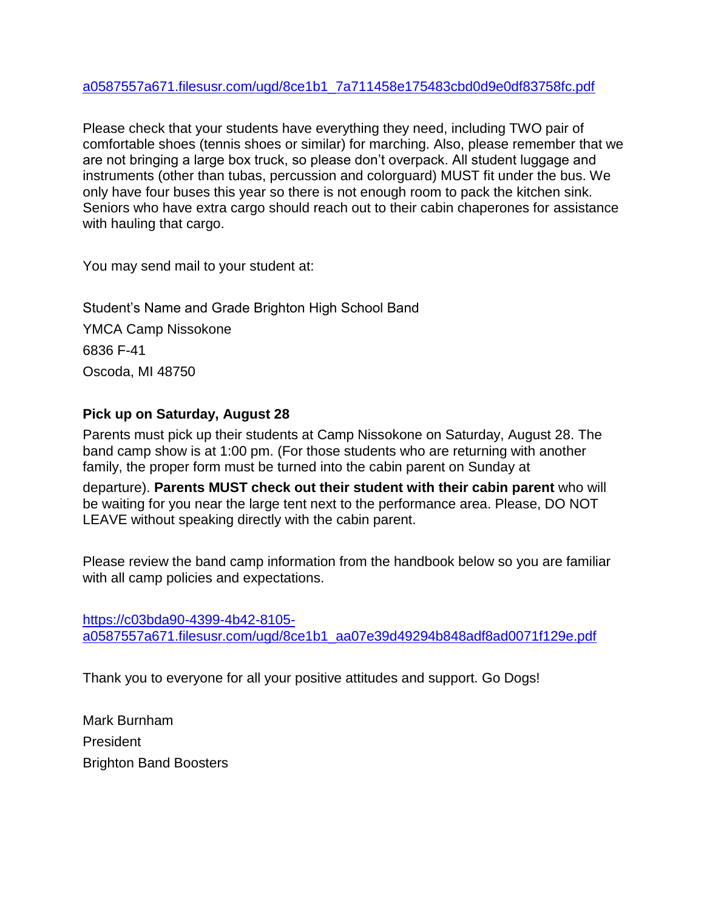a0587557a671.filesusr.com/ugd/8ce1b1_7a711458e175483cbd0d9e0df83758fc.pdf

Please check that your students have everything they need, including TWO pair of comfortable shoes (tennis shoes or similar) for marching. Also, please remember that we are not bringing a large box truck, so please don't overpack. All student luggage and instruments (other than tubas, percussion and colorguard) MUST fit under the bus. We only have four buses this year so there is not enough room to pack the kitchen sink. Seniors who have extra cargo should reach out to their cabin chaperones for assistance with hauling that cargo.

You may send mail to your student at:

Student's Name and Grade Brighton High School Band
YMCA Camp Nissokone
6836 F-41
Oscoda, MI 48750

**Pick up on Saturday, August 28**

Parents must pick up their students at Camp Nissokone on Saturday, August 28. The band camp show is at 1:00 pm. (For those students who are returning with another family, the proper form must be turned into the cabin parent on Sunday at departure). **Parents MUST check out their student with their cabin parent** who will be waiting for you near the large tent next to the performance area. Please, DO NOT LEAVE without speaking directly with the cabin parent.

Please review the band camp information from the handbook below so you are familiar with all camp policies and expectations.

https://c03bda90-4399-4b42-8105-a0587557a671.filesusr.com/ugd/8ce1b1_aa07e39d49294b848adf8ad0071f129e.pdf

Thank you to everyone for all your positive attitudes and support. Go Dogs!

Mark Burnham
President
Brighton Band Boosters